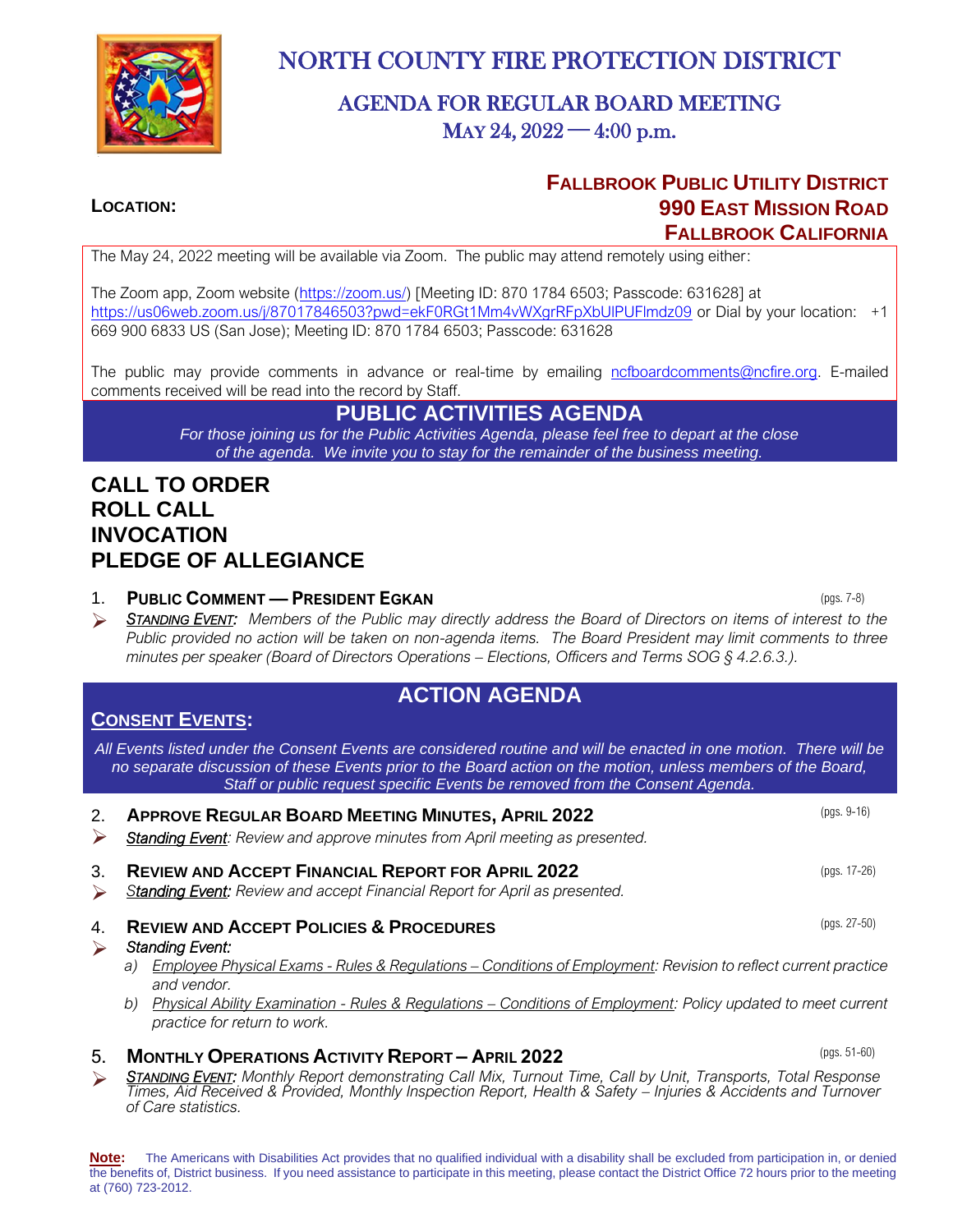# NORTH COUNTY FIRE PROTECTION DISTRICT

## AGENDA FOR REGULAR BOARD MEETING

## MAY 24, 2022 — 4:00 p.m.

**LOCATION:**

**FALLBROOK PUBLIC UTILITY DISTRICT**
**990 EAST MISSION ROAD**
**FALLBROOK CALIFORNIA**

The May 24, 2022 meeting will be available via Zoom. The public may attend remotely using either:

The Zoom app, Zoom website (https://zoom.us/) [Meeting ID: 870 1784 6503; Passcode: 631628] at https://us06web.zoom.us/j/87017846503?pwd=ekF0RGt1Mm4vWXgrRFpXbUlPUFlmdz09 or Dial by your location: +1 669 900 6833 US (San Jose); Meeting ID: 870 1784 6503; Passcode: 631628

The public may provide comments in advance or real-time by emailing ncfboardcomments@ncfire.org. E-mailed comments received will be read into the record by Staff.

## PUBLIC ACTIVITIES AGENDA

*For those joining us for the Public Activities Agenda, please feel free to depart at the close of the agenda. We invite you to stay for the remainder of the business meeting.*

## CALL TO ORDER
## ROLL CALL
## INVOCATION
## PLEDGE OF ALLEGIANCE

1. **PUBLIC COMMENT — PRESIDENT EGKAN** (pgs. 7-8)
   - ***STANDING EVENT:*** *Members of the Public may directly address the Board of Directors on items of interest to the Public provided no action will be taken on non-agenda items. The Board President may limit comments to three minutes per speaker (Board of Directors Operations – Elections, Officers and Terms SOG § 4.2.6.3.).*

## ACTION AGENDA

### CONSENT EVENTS:

*All Events listed under the Consent Events are considered routine and will be enacted in one motion. There will be no separate discussion of these Events prior to the Board action on the motion, unless members of the Board, Staff or public request specific Events be removed from the Consent Agenda.*

2. **APPROVE REGULAR BOARD MEETING MINUTES, APRIL 2022** (pgs. 9-16)
   - *Standing Event: Review and approve minutes from April meeting as presented.*

3. **REVIEW AND ACCEPT FINANCIAL REPORT FOR APRIL 2022** (pgs. 17-26)
   - *Standing Event: Review and accept Financial Report for April as presented.*

4. **REVIEW AND ACCEPT POLICIES & PROCEDURES** (pgs. 27-50)
   - *Standing Event:*
     a) *Employee Physical Exams - Rules & Regulations – Conditions of Employment: Revision to reflect current practice and vendor.*
     b) *Physical Ability Examination - Rules & Regulations – Conditions of Employment: Policy updated to meet current practice for return to work.*

5. **MONTHLY OPERATIONS ACTIVITY REPORT – APRIL 2022** (pgs. 51-60)
   - ***STANDING EVENT:*** *Monthly Report demonstrating Call Mix, Turnout Time, Call by Unit, Transports, Total Response Times, Aid Received & Provided, Monthly Inspection Report, Health & Safety – Injuries & Accidents and Turnover of Care statistics.*

**Note:** The Americans with Disabilities Act provides that no qualified individual with a disability shall be excluded from participation in, or denied the benefits of, District business. If you need assistance to participate in this meeting, please contact the District Office 72 hours prior to the meeting at (760) 723-2012.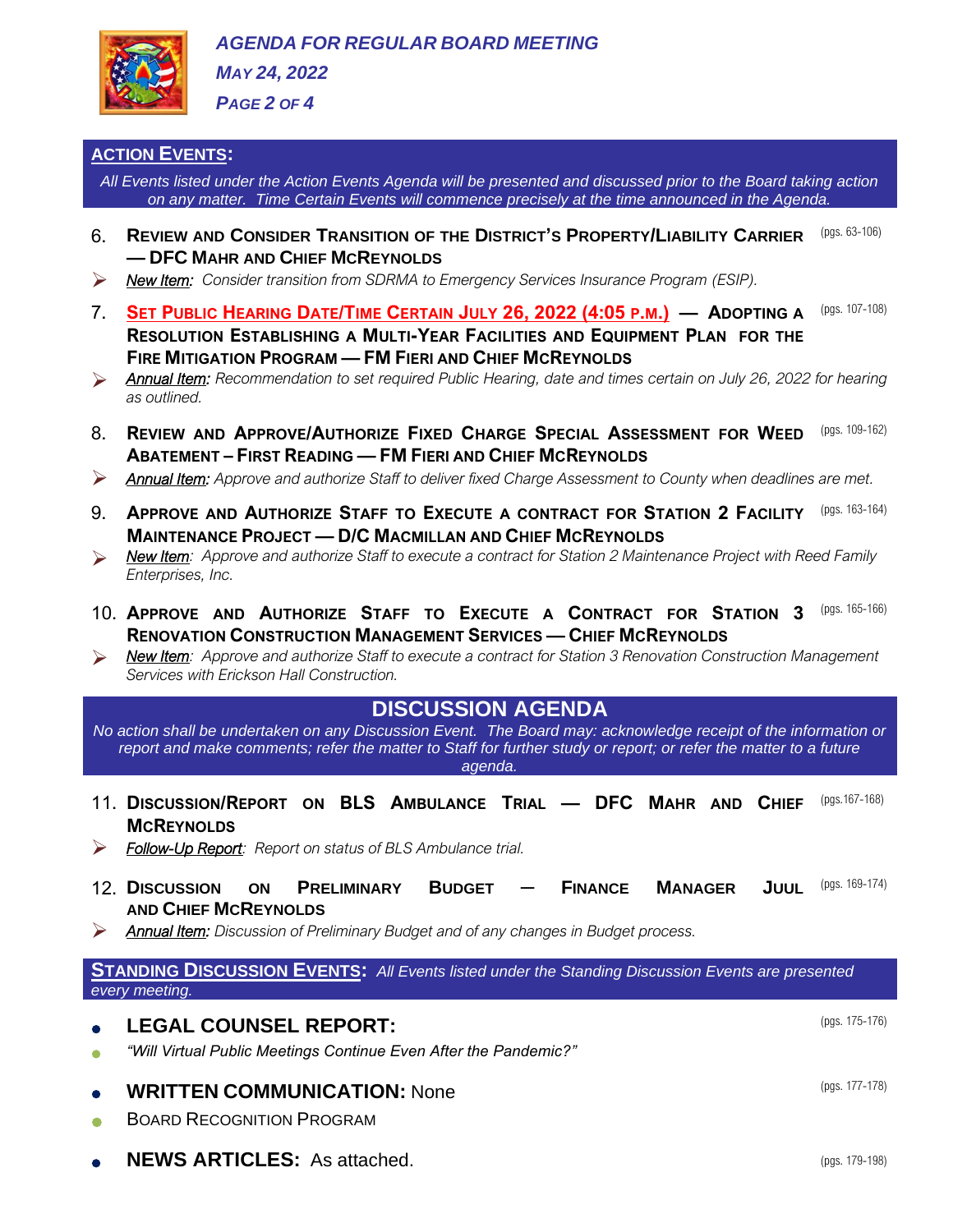## ACTION EVENTS:

*All Events listed under the Action Events Agenda will be presented and discussed prior to the Board taking action on any matter. Time Certain Events will commence precisely at the time announced in the Agenda.*

6. **REVIEW AND CONSIDER TRANSITION OF THE DISTRICT'S PROPERTY/LIABILITY CARRIER — DFC MAHR AND CHIEF MCREYNOLDS** (pgs. 63-106)
   - *New Item: Consider transition from SDRMA to Emergency Services Insurance Program (ESIP).*

7. **SET PUBLIC HEARING DATE/TIME CERTAIN JULY 26, 2022 (4:05 P.M.) — ADOPTING A RESOLUTION ESTABLISHING A MULTI-YEAR FACILITIES AND EQUIPMENT PLAN FOR THE FIRE MITIGATION PROGRAM — FM FIERI AND CHIEF MCREYNOLDS** (pgs. 107-108)
   - *Annual Item: Recommendation to set required Public Hearing, date and times certain on July 26, 2022 for hearing as outlined.*

8. **REVIEW AND APPROVE/AUTHORIZE FIXED CHARGE SPECIAL ASSESSMENT FOR WEED ABATEMENT – FIRST READING — FM FIERI AND CHIEF MCREYNOLDS** (pgs. 109-162)
   - *Annual Item: Approve and authorize Staff to deliver fixed Charge Assessment to County when deadlines are met.*

9. **APPROVE AND AUTHORIZE STAFF TO EXECUTE A CONTRACT FOR STATION 2 FACILITY MAINTENANCE PROJECT — D/C MACMILLAN AND CHIEF MCREYNOLDS** (pgs. 163-164)
   - *New Item: Approve and authorize Staff to execute a contract for Station 2 Maintenance Project with Reed Family Enterprises, Inc.*

10. **APPROVE AND AUTHORIZE STAFF TO EXECUTE A CONTRACT FOR STATION 3 RENOVATION CONSTRUCTION MANAGEMENT SERVICES — CHIEF MCREYNOLDS** (pgs. 165-166)
    - *New Item: Approve and authorize Staff to execute a contract for Station 3 Renovation Construction Management Services with Erickson Hall Construction.*

## DISCUSSION AGENDA

*No action shall be undertaken on any Discussion Event. The Board may: acknowledge receipt of the information or report and make comments; refer the matter to Staff for further study or report; or refer the matter to a future agenda.*

11. **DISCUSSION/REPORT ON BLS AMBULANCE TRIAL — DFC MAHR AND CHIEF MCREYNOLDS** (pgs.167-168)
    - *Follow-Up Report: Report on status of BLS Ambulance trial.*

12. **DISCUSSION ON PRELIMINARY BUDGET — FINANCE MANAGER JUUL AND CHIEF MCREYNOLDS** (pgs. 169-174)
    - *Annual Item: Discussion of Preliminary Budget and of any changes in Budget process.*

## STANDING DISCUSSION EVENTS:

*All Events listed under the Standing Discussion Events are presented every meeting.*

- **LEGAL COUNSEL REPORT:** (pgs. 175-176)
- *"Will Virtual Public Meetings Continue Even After the Pandemic?"*
- **WRITTEN COMMUNICATION:** None (pgs. 177-178)
- BOARD RECOGNITION PROGRAM
- **NEWS ARTICLES:** As attached. (pgs. 179-198)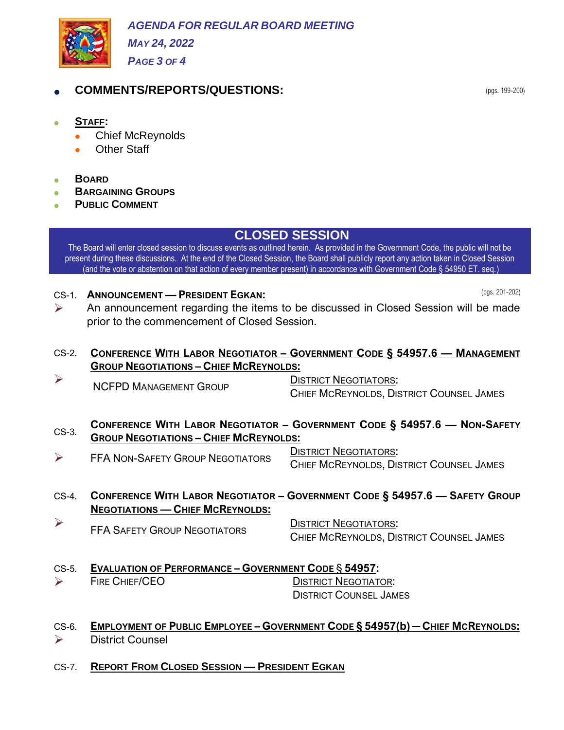- **COMMENTS/REPORTS/QUESTIONS:** (pgs. 199-200)

- **STAFF:**
  - Chief McReynolds
  - Other Staff

- **BOARD**
- **BARGAINING GROUPS**
- **PUBLIC COMMENT**

## CLOSED SESSION

The Board will enter closed session to discuss events as outlined herein. As provided in the Government Code, the public will not be present during these discussions. At the end of the Closed Session, the Board shall publicly report any action taken in Closed Session (and the vote or abstention on that action of every member present) in accordance with Government Code § 54950 ET. seq.)

CS-1. **ANNOUNCEMENT — PRESIDENT EGKAN:** (pgs. 201-202)

➢ An announcement regarding the items to be discussed in Closed Session will be made prior to the commencement of Closed Session.

CS-2. **CONFERENCE WITH LABOR NEGOTIATOR – GOVERNMENT CODE § 54957.6 — MANAGEMENT GROUP NEGOTIATIONS – CHIEF MCREYNOLDS:**

➢ NCFPD MANAGEMENT GROUP — DISTRICT NEGOTIATORS: CHIEF MCREYNOLDS, DISTRICT COUNSEL JAMES

CS-3. **CONFERENCE WITH LABOR NEGOTIATOR – GOVERNMENT CODE § 54957.6 — NON-SAFETY GROUP NEGOTIATIONS – CHIEF MCREYNOLDS:**

➢ FFA NON-SAFETY GROUP NEGOTIATORS — DISTRICT NEGOTIATORS: CHIEF MCREYNOLDS, DISTRICT COUNSEL JAMES

CS-4. **CONFERENCE WITH LABOR NEGOTIATOR – GOVERNMENT CODE § 54957.6 — SAFETY GROUP NEGOTIATIONS — CHIEF MCREYNOLDS:**

➢ FFA SAFETY GROUP NEGOTIATORS — DISTRICT NEGOTIATORS: CHIEF MCREYNOLDS, DISTRICT COUNSEL JAMES

CS-5. **EVALUATION OF PERFORMANCE – GOVERNMENT CODE § 54957:**

➢ FIRE CHIEF/CEO — DISTRICT NEGOTIATOR: DISTRICT COUNSEL JAMES

CS-6. **EMPLOYMENT OF PUBLIC EMPLOYEE – GOVERNMENT CODE § 54957(b) — CHIEF MCREYNOLDS:**

➢ District Counsel

CS-7. **REPORT FROM CLOSED SESSION — PRESIDENT EGKAN**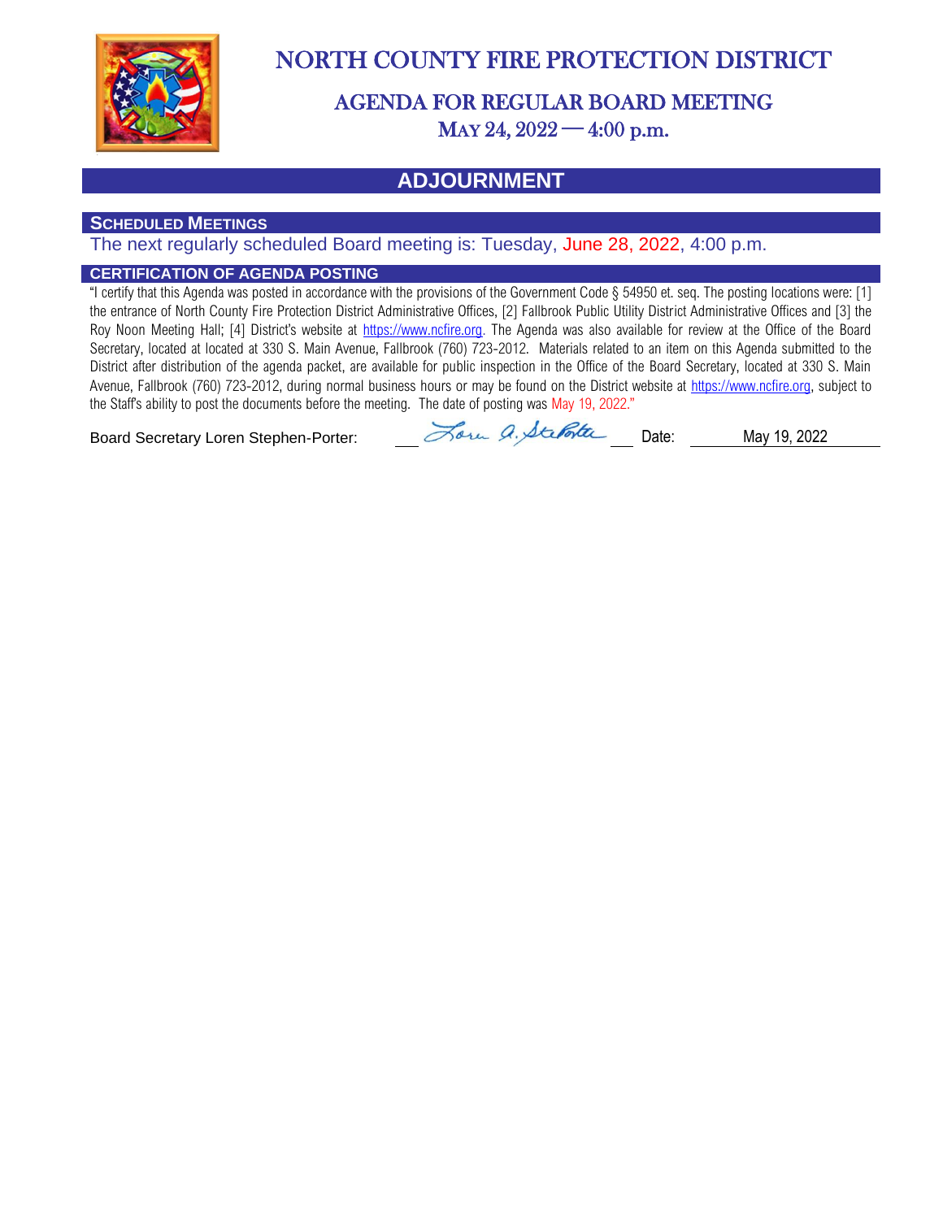# NORTH COUNTY FIRE PROTECTION DISTRICT

## AGENDA FOR REGULAR BOARD MEETING

MAY 24, 2022 — 4:00 p.m.

## ADJOURNMENT

### SCHEDULED MEETINGS

The next regularly scheduled Board meeting is: Tuesday, June 28, 2022, 4:00 p.m.

### CERTIFICATION OF AGENDA POSTING

"I certify that this Agenda was posted in accordance with the provisions of the Government Code § 54950 et. seq. The posting locations were: [1] the entrance of North County Fire Protection District Administrative Offices, [2] Fallbrook Public Utility District Administrative Offices and [3] the Roy Noon Meeting Hall; [4] District's website at https://www.ncfire.org. The Agenda was also available for review at the Office of the Board Secretary, located at located at 330 S. Main Avenue, Fallbrook (760) 723-2012. Materials related to an item on this Agenda submitted to the District after distribution of the agenda packet, are available for public inspection in the Office of the Board Secretary, located at 330 S. Main Avenue, Fallbrook (760) 723-2012, during normal business hours or may be found on the District website at https://www.ncfire.org, subject to the Staff's ability to post the documents before the meeting. The date of posting was May 19, 2022."

Board Secretary Loren Stephen-Porter: *Loren A. StePorter* Date: May 19, 2022